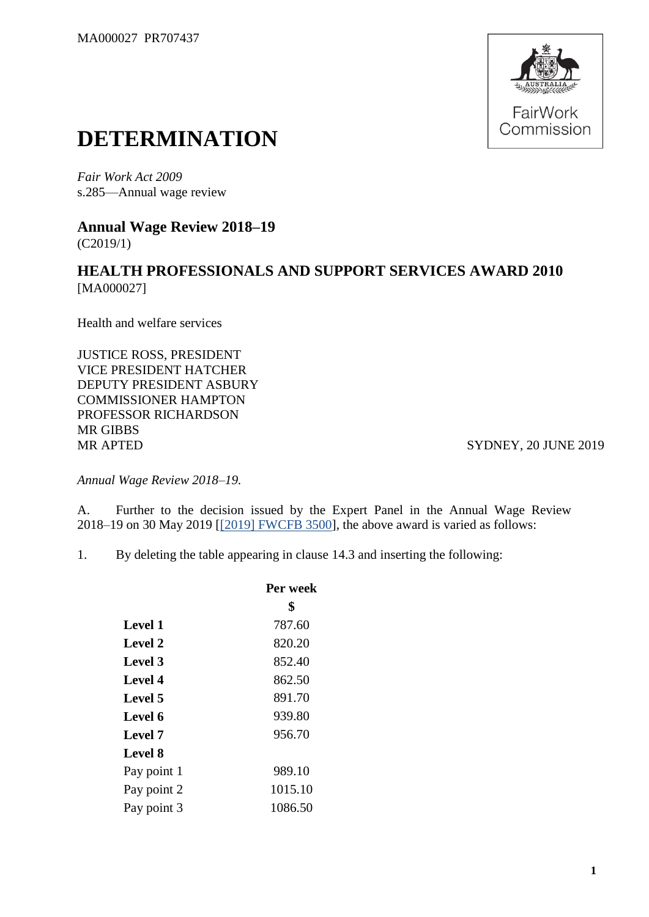MA000027 PR707437

# DETERMINATION

*Fair Work Act 2009*
s.285—Annual wage review

## Annual Wage Review 2018–19
(C2019/1)

## HEALTH PROFESSIONALS AND SUPPORT SERVICES AWARD 2010
[MA000027]

Health and welfare services

JUSTICE ROSS, PRESIDENT
VICE PRESIDENT HATCHER
DEPUTY PRESIDENT ASBURY
COMMISSIONER HAMPTON
PROFESSOR RICHARDSON
MR GIBBS
MR APTED

SYDNEY, 20 JUNE 2019

*Annual Wage Review 2018–19.*

A. Further to the decision issued by the Expert Panel in the Annual Wage Review 2018–19 on 30 May 2019 [[2019] FWCFB 3500], the above award is varied as follows:

1. By deleting the table appearing in clause 14.3 and inserting the following:

| | Per week<br>$ |
|---|---|
| **Level 1** | 787.60 |
| **Level 2** | 820.20 |
| **Level 3** | 852.40 |
| **Level 4** | 862.50 |
| **Level 5** | 891.70 |
| **Level 6** | 939.80 |
| **Level 7** | 956.70 |
| **Level 8** | |
| Pay point 1 | 989.10 |
| Pay point 2 | 1015.10 |
| Pay point 3 | 1086.50 |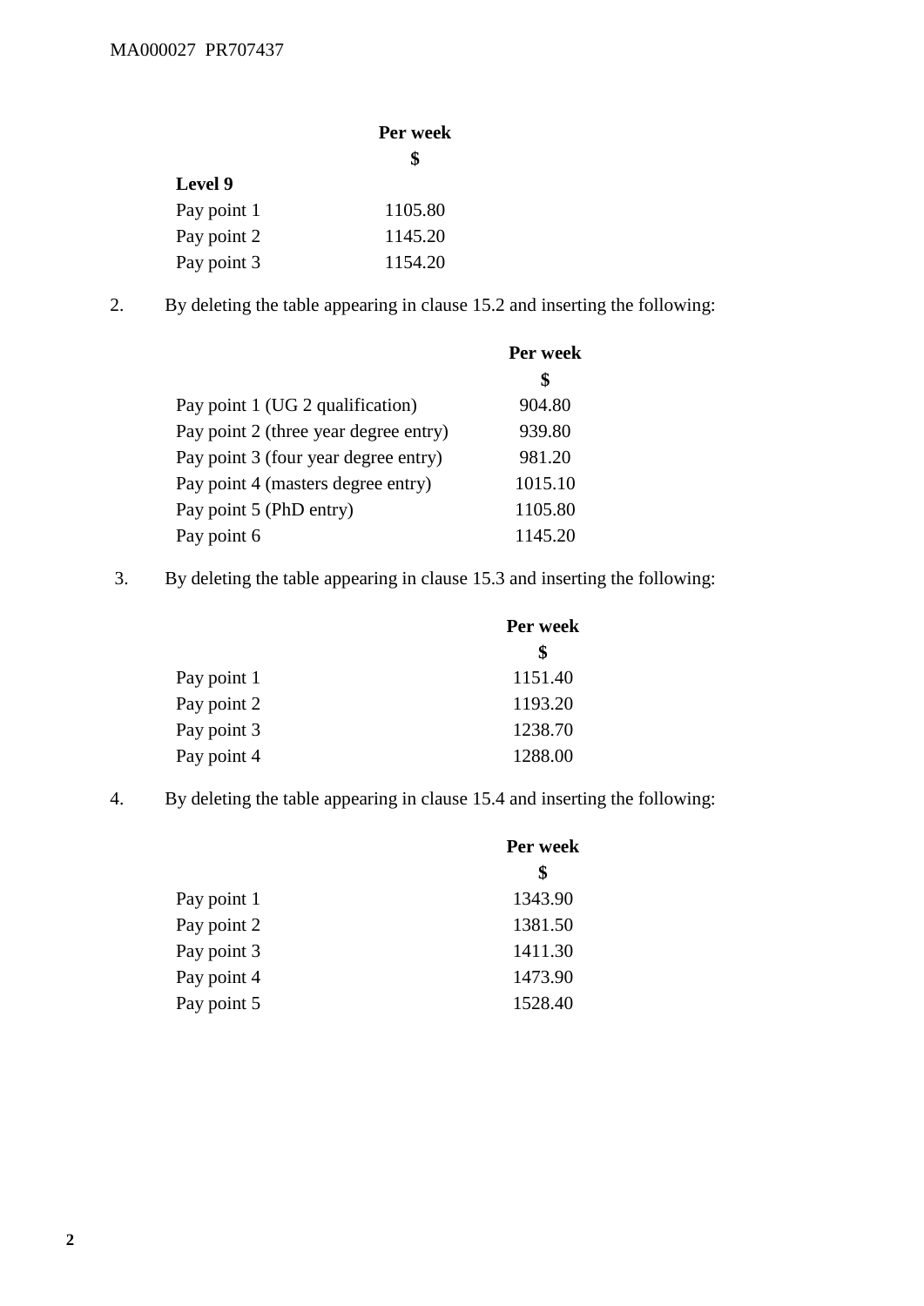| | Per week $ |
|---|---|
| **Level 9** | |
| Pay point 1 | 1105.80 |
| Pay point 2 | 1145.20 |
| Pay point 3 | 1154.20 |

2. By deleting the table appearing in clause 15.2 and inserting the following:

| | Per week $ |
|---|---|
| Pay point 1 (UG 2 qualification) | 904.80 |
| Pay point 2 (three year degree entry) | 939.80 |
| Pay point 3 (four year degree entry) | 981.20 |
| Pay point 4 (masters degree entry) | 1015.10 |
| Pay point 5 (PhD entry) | 1105.80 |
| Pay point 6 | 1145.20 |

3. By deleting the table appearing in clause 15.3 and inserting the following:

| | Per week $ |
|---|---|
| Pay point 1 | 1151.40 |
| Pay point 2 | 1193.20 |
| Pay point 3 | 1238.70 |
| Pay point 4 | 1288.00 |

4. By deleting the table appearing in clause 15.4 and inserting the following:

| | Per week $ |
|---|---|
| Pay point 1 | 1343.90 |
| Pay point 2 | 1381.50 |
| Pay point 3 | 1411.30 |
| Pay point 4 | 1473.90 |
| Pay point 5 | 1528.40 |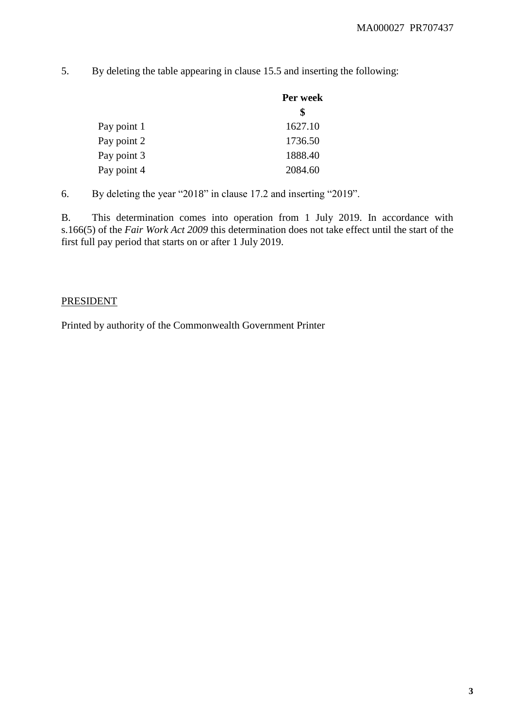5. By deleting the table appearing in clause 15.5 and inserting the following:

| | Per week |
|---|---|
| | $ |
| Pay point 1 | 1627.10 |
| Pay point 2 | 1736.50 |
| Pay point 3 | 1888.40 |
| Pay point 4 | 2084.60 |

6. By deleting the year "2018" in clause 17.2 and inserting "2019".

B. This determination comes into operation from 1 July 2019. In accordance with s.166(5) of the *Fair Work Act 2009* this determination does not take effect until the start of the first full pay period that starts on or after 1 July 2019.

PRESIDENT

Printed by authority of the Commonwealth Government Printer